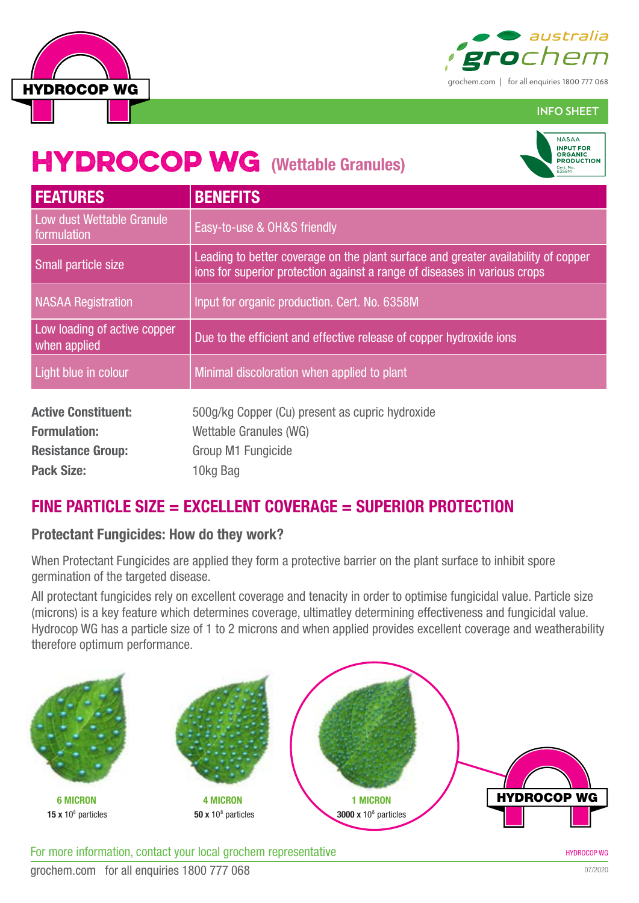# HYDROCOP WG (Wettable Granules)

INFO SHEET

| FEATURES | BENEFITS |
|---|---|
| Low dust Wettable Granule formulation | Easy-to-use & OH&S friendly |
| Small particle size | Leading to better coverage on the plant surface and greater availability of copper ions for superior protection against a range of diseases in various crops |
| NASAA Registration | Input for organic production. Cert. No. 6358M |
| Low loading of active copper when applied | Due to the efficient and effective release of copper hydroxide ions |
| Light blue in colour | Minimal discoloration when applied to plant |

**Active Constituent:** 500g/kg Copper (Cu) present as cupric hydroxide

**Formulation:** Wettable Granules (WG)

**Resistance Group:** Group M1 Fungicide

**Pack Size:** 10kg Bag

## FINE PARTICLE SIZE = EXCELLENT COVERAGE = SUPERIOR PROTECTION

### Protectant Fungicides: How do they work?

When Protectant Fungicides are applied they form a protective barrier on the plant surface to inhibit spore germination of the targeted disease.

All protectant fungicides rely on excellent coverage and tenacity in order to optimise fungicidal value. Particle size (microns) is a key feature which determines coverage, ultimatley determining effectiveness and fungicidal value. Hydrocop WG has a particle size of 1 to 2 microns and when applied provides excellent coverage and weatherability therefore optimum performance.

**6 MICRON**
**15 x** $10^8$ particles

**4 MICRON**
**50 x** $10^8$ particles

**1 MICRON**
**3000 x** $10^8$ particles

HYDROCOP WG

For more information, contact your local grochem representative

grochem.com for all enquiries 1800 777 068

07/2020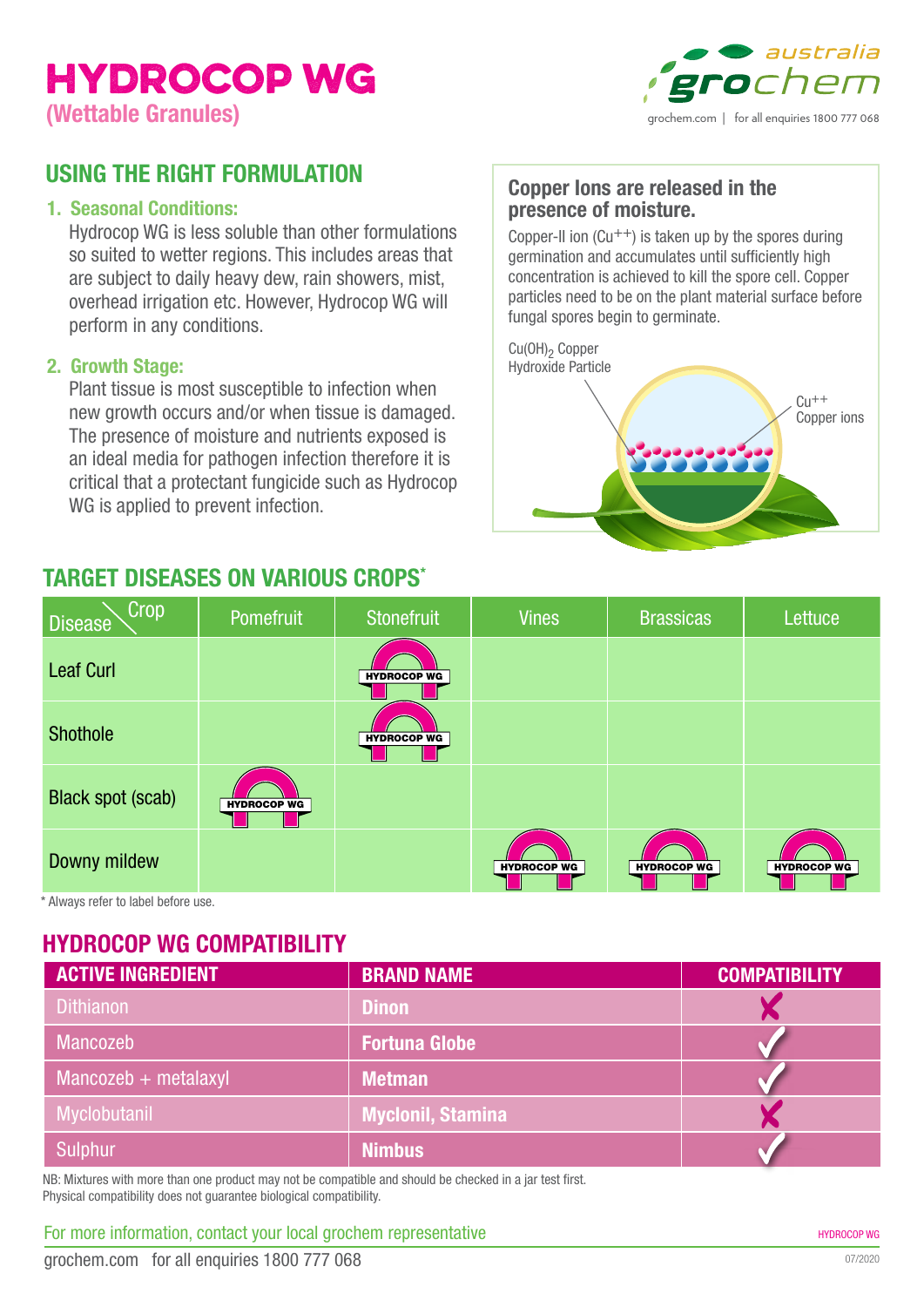# HYDROCOP WG

(Wettable Granules)

## USING THE RIGHT FORMULATION

### 1. Seasonal Conditions:

Hydrocop WG is less soluble than other formulations so suited to wetter regions. This includes areas that are subject to daily heavy dew, rain showers, mist, overhead irrigation etc. However, Hydrocop WG will perform in any conditions.

### 2. Growth Stage:

Plant tissue is most susceptible to infection when new growth occurs and/or when tissue is damaged. The presence of moisture and nutrients exposed is an ideal media for pathogen infection therefore it is critical that a protectant fungicide such as Hydrocop WG is applied to prevent infection.

### Copper Ions are released in the presence of moisture.

Copper-II ion ($Cu^{++}$) is taken up by the spores during germination and accumulates until sufficiently high concentration is achieved to kill the spore cell. Copper particles need to be on the plant material surface before fungal spores begin to germinate.

$Cu(OH)_2$ Copper Hydroxide Particle

$Cu^{++}$ Copper ions

## TARGET DISEASES ON VARIOUS CROPS*

| Disease \ Crop | Pomefruit | Stonefruit | Vines | Brassicas | Lettuce |
|---|---|---|---|---|---|
| Leaf Curl | | HYDROCOP WG | | | |
| Shothole | | HYDROCOP WG | | | |
| Black spot (scab) | HYDROCOP WG | | | | |
| Downy mildew | | | HYDROCOP WG | HYDROCOP WG | HYDROCOP WG |

* Always refer to label before use.

## HYDROCOP WG COMPATIBILITY

| ACTIVE INGREDIENT | BRAND NAME | COMPATIBILITY |
|---|---|---|
| Dithianon | Dinon | ✗ |
| Mancozeb | Fortuna Globe | ✓ |
| Mancozeb + metalaxyl | Metman | ✓ |
| Myclobutanil | Myclonil, Stamina | ✗ |
| Sulphur | Nimbus | ✓ |

NB: Mixtures with more than one product may not be compatible and should be checked in a jar test first. Physical compatibility does not guarantee biological compatibility.

For more information, contact your local grochem representative

grochem.com for all enquiries 1800 777 068

HYDROCOP WG

07/2020